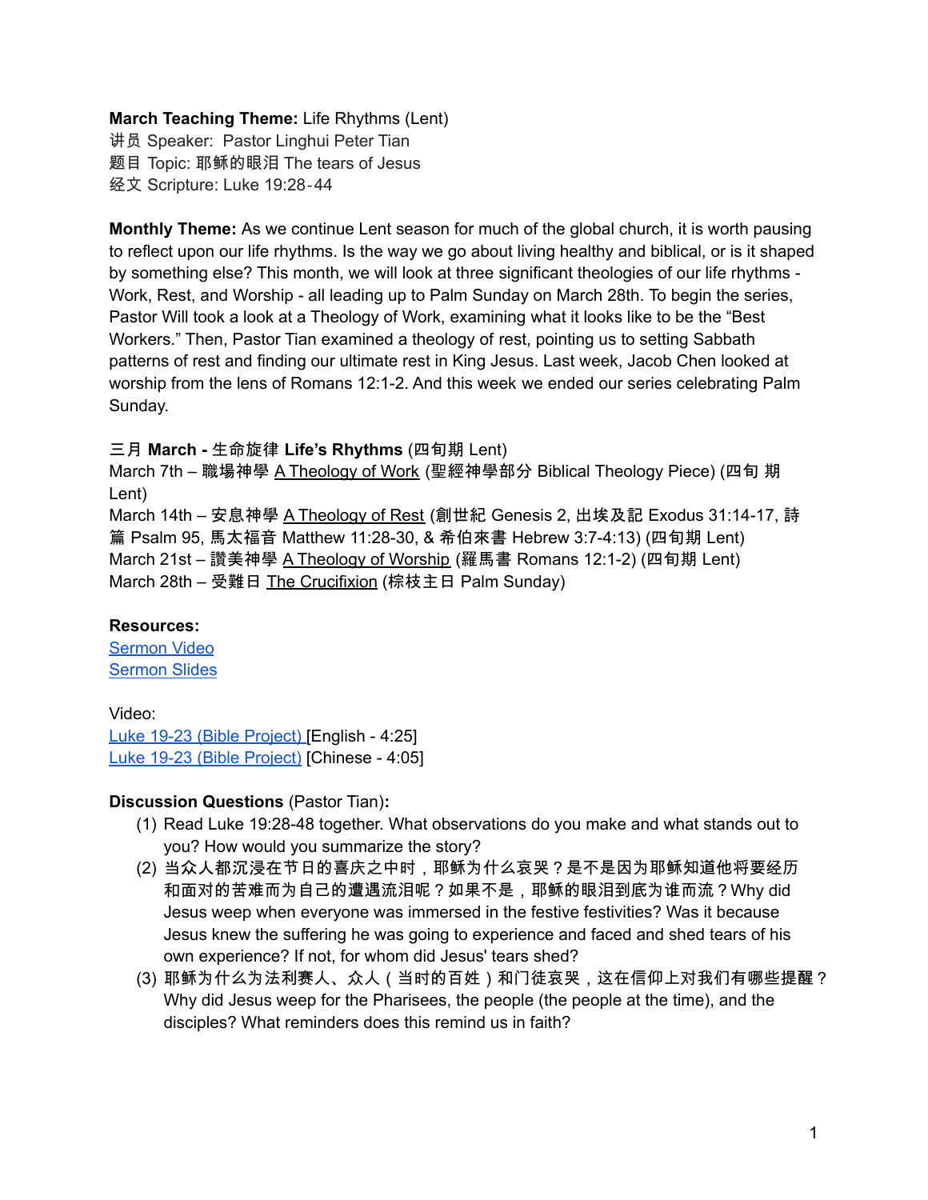**March Teaching Theme:** Life Rhythms (Lent)
讲员 Speaker: Pastor Linghui Peter Tian
题目 Topic: 耶稣的眼泪 The tears of Jesus
经文 Scripture: Luke 19:28-44

**Monthly Theme:** As we continue Lent season for much of the global church, it is worth pausing to reflect upon our life rhythms. Is the way we go about living healthy and biblical, or is it shaped by something else? This month, we will look at three significant theologies of our life rhythms - Work, Rest, and Worship - all leading up to Palm Sunday on March 28th. To begin the series, Pastor Will took a look at a Theology of Work, examining what it looks like to be the "Best Workers." Then, Pastor Tian examined a theology of rest, pointing us to setting Sabbath patterns of rest and finding our ultimate rest in King Jesus. Last week, Jacob Chen looked at worship from the lens of Romans 12:1-2. And this week we ended our series celebrating Palm Sunday.

三月 **March -** 生命旋律 **Life's Rhythms** (四旬期 Lent)
March 7th – 職場神學 A Theology of Work (聖經神學部分 Biblical Theology Piece) (四旬 期 Lent)
March 14th – 安息神學 A Theology of Rest (創世紀 Genesis 2, 出埃及記 Exodus 31:14-17, 詩篇 Psalm 95, 馬太福音 Matthew 11:28-30, & 希伯來書 Hebrew 3:7-4:13) (四旬期 Lent)
March 21st – 讚美神學 A Theology of Worship (羅馬書 Romans 12:1-2) (四旬期 Lent)
March 28th – 受難日 The Crucifixion (棕枝主日 Palm Sunday)

**Resources:**
Sermon Video
Sermon Slides

Video:
Luke 19-23 (Bible Project) [English - 4:25]
Luke 19-23 (Bible Project) [Chinese - 4:05]

**Discussion Questions** (Pastor Tian)**:**

(1) Read Luke 19:28-48 together. What observations do you make and what stands out to you? How would you summarize the story?
(2) 当众人都沉浸在节日的喜庆之中时，耶稣为什么哀哭？是不是因为耶稣知道他将要经历和面对的苦难而为自己的遭遇流泪呢？如果不是，耶稣的眼泪到底为谁而流？Why did Jesus weep when everyone was immersed in the festive festivities? Was it because Jesus knew the suffering he was going to experience and faced and shed tears of his own experience? If not, for whom did Jesus' tears shed?
(3) 耶稣为什么为法利赛人、众人（当时的百姓）和门徒哀哭，这在信仰上对我们有哪些提醒？Why did Jesus weep for the Pharisees, the people (the people at the time), and the disciples? What reminders does this remind us in faith?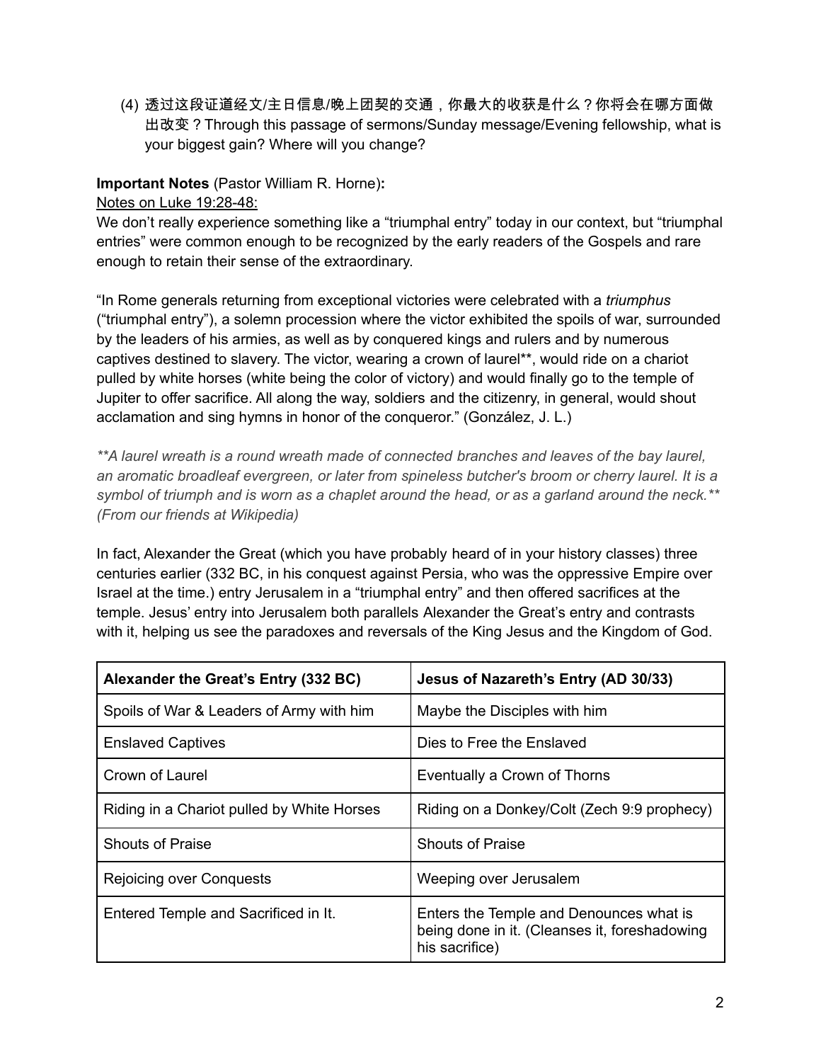(4) 透过这段证道经文/主日信息/晚上团契的交通，你最大的收获是什么？你将会在哪方面做出改变？Through this passage of sermons/Sunday message/Evening fellowship, what is your biggest gain? Where will you change?

**Important Notes** (Pastor William R. Horne)**:**

<u>Notes on Luke 19:28-48:</u>

We don't really experience something like a "triumphal entry" today in our context, but "triumphal entries" were common enough to be recognized by the early readers of the Gospels and rare enough to retain their sense of the extraordinary.

"In Rome generals returning from exceptional victories were celebrated with a *triumphus* ("triumphal entry"), a solemn procession where the victor exhibited the spoils of war, surrounded by the leaders of his armies, as well as by conquered kings and rulers and by numerous captives destined to slavery. The victor, wearing a crown of laurel**, would ride on a chariot pulled by white horses (white being the color of victory) and would finally go to the temple of Jupiter to offer sacrifice. All along the way, soldiers and the citizenry, in general, would shout acclamation and sing hymns in honor of the conqueror." (González, J. L.)

*\*\*A laurel wreath is a round wreath made of connected branches and leaves of the bay laurel, an aromatic broadleaf evergreen, or later from spineless butcher's broom or cherry laurel. It is a symbol of triumph and is worn as a chaplet around the head, or as a garland around the neck.\*\* (From our friends at Wikipedia)*

In fact, Alexander the Great (which you have probably heard of in your history classes) three centuries earlier (332 BC, in his conquest against Persia, who was the oppressive Empire over Israel at the time.) entry Jerusalem in a "triumphal entry" and then offered sacrifices at the temple. Jesus' entry into Jerusalem both parallels Alexander the Great's entry and contrasts with it, helping us see the paradoxes and reversals of the King Jesus and the Kingdom of God.

| **Alexander the Great's Entry (332 BC)** | **Jesus of Nazareth's Entry (AD 30/33)** |
|---|---|
| Spoils of War & Leaders of Army with him | Maybe the Disciples with him |
| Enslaved Captives | Dies to Free the Enslaved |
| Crown of Laurel | Eventually a Crown of Thorns |
| Riding in a Chariot pulled by White Horses | Riding on a Donkey/Colt (Zech 9:9 prophecy) |
| Shouts of Praise | Shouts of Praise |
| Rejoicing over Conquests | Weeping over Jerusalem |
| Entered Temple and Sacrificed in It. | Enters the Temple and Denounces what is being done in it. (Cleanses it, foreshadowing his sacrifice) |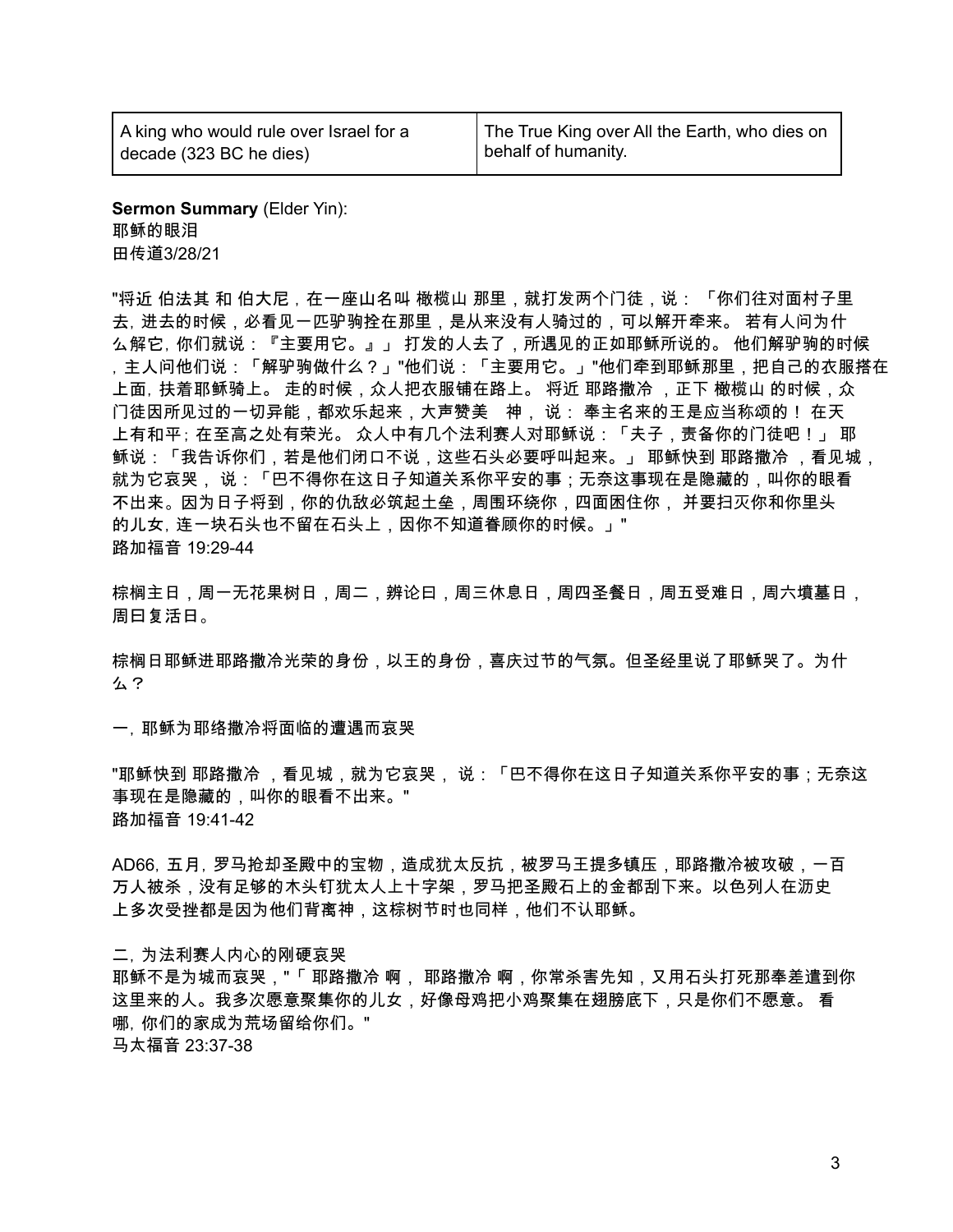| A king who would rule over Israel for a decade (323 BC he dies) | The True King over All the Earth, who dies on behalf of humanity. |
| --- | --- |

**Sermon Summary** (Elder Yin):
耶稣的眼泪
田传道3/28/21

"将近 伯法其 和 伯大尼，在一座山名叫 橄榄山 那里，就打发两个门徒，说：「你们往对面村子里去，进去的时候，必看见一匹驴驹拴在那里，是从来没有人骑过的，可以解开牵来。 若有人问为什么解它，你们就说：『主要用它。』」 打发的人去了，所遇见的正如耶稣所说的。 他们解驴驹的时候，主人问他们说：「解驴驹做什么？」"他们说：「主要用它。」"他们牵到耶稣那里，把自己的衣服搭在上面，扶着耶稣骑上。 走的时候，众人把衣服铺在路上。 将近 耶路撒冷 ，正下 橄榄山 的时候，众门徒因所见过的一切异能，都欢乐起来，大声赞美　神，说： 奉主名来的王是应当称颂的！ 在天上有和平；在至高之处有荣光。 众人中有几个法利赛人对耶稣说：「夫子，责备你的门徒吧！」 耶稣说：「我告诉你们，若是他们闭口不说，这些石头必要呼叫起来。」 耶稣快到 耶路撒冷 ，看见城，就为它哀哭， 说：「巴不得你在这日子知道关系你平安的事；无奈这事现在是隐藏的，叫你的眼看不出来。因为日子将到，你的仇敌必筑起土垒，周围环绕你，四面困住你， 并要扫灭你和你里头的儿女，连一块石头也不留在石头上，因你不知道眷顾你的时候。」"
路加福音 19:29-44

棕榈主日，周一无花果树日，周二，辨论曰，周三休息日，周四圣餐日，周五受难日，周六墳墓日，周曰复活日。

棕榈日耶稣进耶路撒冷光荣的身份，以王的身份，喜庆过节的气氛。但圣经里说了耶稣哭了。为什么？

一，耶稣为耶络撒冷将面临的遭遇而哀哭

"耶稣快到 耶路撒冷 ，看见城，就为它哀哭， 说：「巴不得你在这日子知道关系你平安的事；无奈这事现在是隐藏的，叫你的眼看不出来。"
路加福音 19:41-42

AD66，五月，罗马抢却圣殿中的宝物，造成犹太反抗，被罗马王提多镇压，耶路撒冷被攻破，一百万人被杀，没有足够的木头钉犹太人上十字架，罗马把圣殿石上的金都刮下来。以色列人在沥史上多次受挫都是因为他们背离神，这棕树节时也同样，他们不认耶稣。

二，为法利赛人内心的刚硬哀哭
耶稣不是为城而哀哭，"「 耶路撒冷 啊， 耶路撒冷 啊，你常杀害先知，又用石头打死那奉差遣到你这里来的人。我多次愿意聚集你的儿女，好像母鸡把小鸡聚集在翅膀底下，只是你们不愿意。 看哪，你们的家成为荒场留给你们。"
马太福音 23:37-38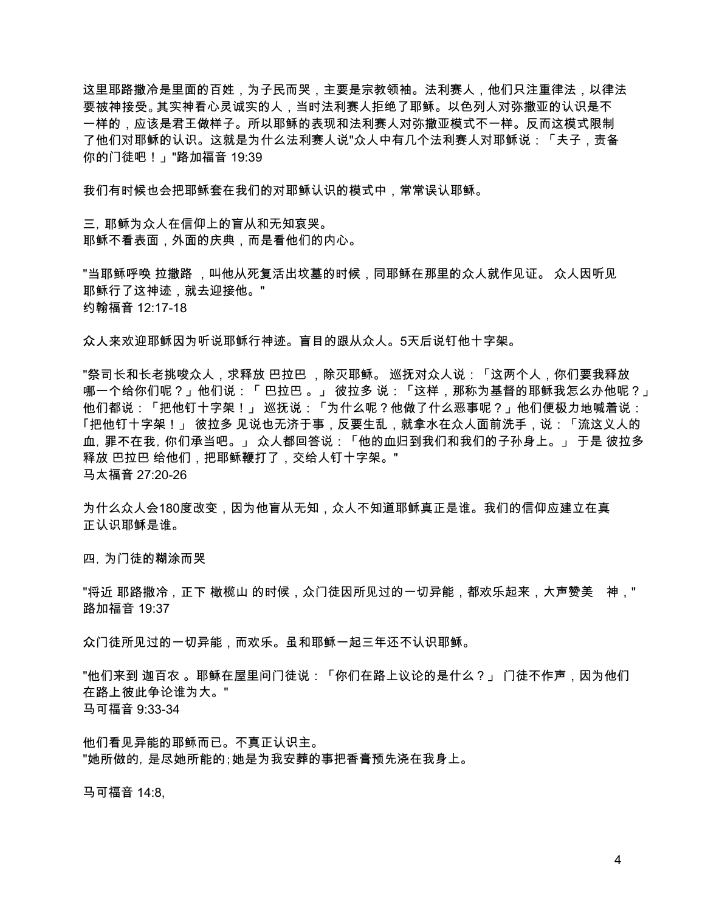这里耶路撒冷是里面的百姓，为子民而哭，主要是宗教领袖。法利赛人，他们只注重律法，以律法要被神接受。其实神看心灵诚实的人，当时法利赛人拒绝了耶稣。以色列人对弥撒亚的认识是不一样的，应该是君王做样子。所以耶稣的表现和法利赛人对弥撒亚模式不一样。反而这模式限制了他们对耶稣的认识。这就是为什么法利赛人说"众人中有几个法利赛人对耶稣说：「夫子，责备你的门徒吧！」"路加福音 19:39

我们有时候也会把耶稣套在我们的对耶稣认识的模式中，常常误认耶稣。

三, 耶稣为众人在信仰上的盲从和无知哀哭。
耶稣不看表面，外面的庆典，而是看他们的内心。

"当耶稣呼唤 拉撒路 ，叫他从死复活出坟墓的时候，同耶稣在那里的众人就作见证。 众人因听见耶稣行了这神迹，就去迎接他。"
约翰福音 12:17-18

众人来欢迎耶稣因为听说耶稣行神迹。盲目的跟从众人。5天后说钉他十字架。

"祭司长和长老挑唆众人，求释放 巴拉巴 ，除灭耶稣。 巡抚对众人说：「这两个人，你们要我释放哪一个给你们呢？」他们说：「 巴拉巴 。」 彼拉多 说：「这样，那称为基督的耶稣我怎么办他呢？」他们都说：「把他钉十字架！」 巡抚说：「为什么呢？他做了什么恶事呢？」他们便极力地喊着说：「把他钉十字架！」 彼拉多 见说也无济于事，反要生乱，就拿水在众人面前洗手，说：「流这义人的血，罪不在我，你们承当吧。」 众人都回答说：「他的血归到我们和我们的子孙身上。」 于是 彼拉多 释放 巴拉巴 给他们，把耶稣鞭打了，交给人钉十字架。"
马太福音 27:20-26

为什么众人会180度改变，因为他盲从无知，众人不知道耶稣真正是谁。我们的信仰应建立在真正认识耶稣是谁。

四, 为门徒的糊涂而哭

"将近 耶路撒冷，正下 橄榄山 的时候，众门徒因所见过的一切异能，都欢乐起来，大声赞美 神，"
路加福音 19:37

众门徒所见过的一切异能，而欢乐。虽和耶稣一起三年还不认识耶稣。

"他们来到 迦百农 。耶稣在屋里问门徒说：「你们在路上议论的是什么？」 门徒不作声，因为他们在路上彼此争论谁为大。"
马可福音 9:33-34

他们看见异能的耶稣而已。不真正认识主。
"她所做的, 是尽她所能的;她是为我安葬的事把香膏预先浇在我身上。

马可福音 14:8,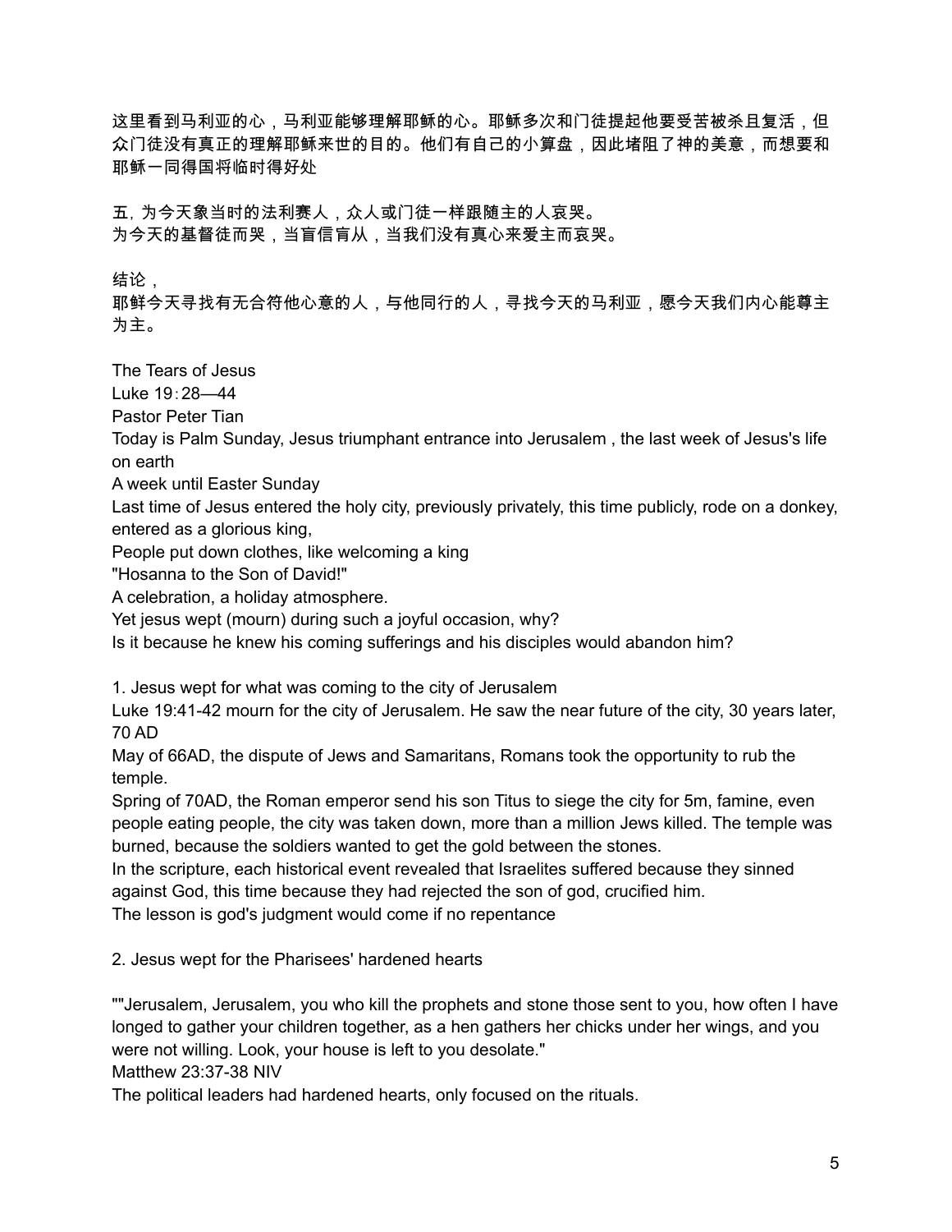这里看到马利亚的心，马利亚能够理解耶稣的心。耶稣多次和门徒提起他要受苦被杀且复活，但众门徒没有真正的理解耶稣来世的目的。他们有自己的小算盘，因此堵阻了神的美意，而想要和耶稣一同得国将临时得好处

五，为今天象当时的法利赛人，众人或门徒一样跟随主的人哀哭。
为今天的基督徒而哭，当盲信盲从，当我们没有真心来爱主而哀哭。

结论，
耶鲜今天寻找有无合符他心意的人，与他同行的人，寻找今天的马利亚，愿今天我们内心能尊主为主。

The Tears of Jesus
Luke 19：28—44
Pastor Peter Tian
Today is Palm Sunday, Jesus triumphant entrance into Jerusalem , the last week of Jesus's life on earth
A week until Easter Sunday
Last time of Jesus entered the holy city, previously privately, this time publicly, rode on a donkey, entered as a glorious king,
People put down clothes, like welcoming a king
"Hosanna to the Son of David!"
A celebration, a holiday atmosphere.
Yet jesus wept (mourn) during such a joyful occasion, why?
Is it because he knew his coming sufferings and his disciples would abandon him?

1. Jesus wept for what was coming to the city of Jerusalem
Luke 19:41-42 mourn for the city of Jerusalem. He saw the near future of the city, 30 years later, 70 AD
May of 66AD, the dispute of Jews and Samaritans, Romans took the opportunity to rub the temple.
Spring of 70AD, the Roman emperor send his son Titus to siege the city for 5m, famine, even people eating people, the city was taken down, more than a million Jews killed. The temple was burned, because the soldiers wanted to get the gold between the stones.
In the scripture, each historical event revealed that Israelites suffered because they sinned against God, this time because they had rejected the son of god, crucified him.
The lesson is god's judgment would come if no repentance

2. Jesus wept for the Pharisees' hardened hearts

""Jerusalem, Jerusalem, you who kill the prophets and stone those sent to you, how often I have longed to gather your children together, as a hen gathers her chicks under her wings, and you were not willing. Look, your house is left to you desolate."
Matthew 23:37-38 NIV
The political leaders had hardened hearts, only focused on the rituals.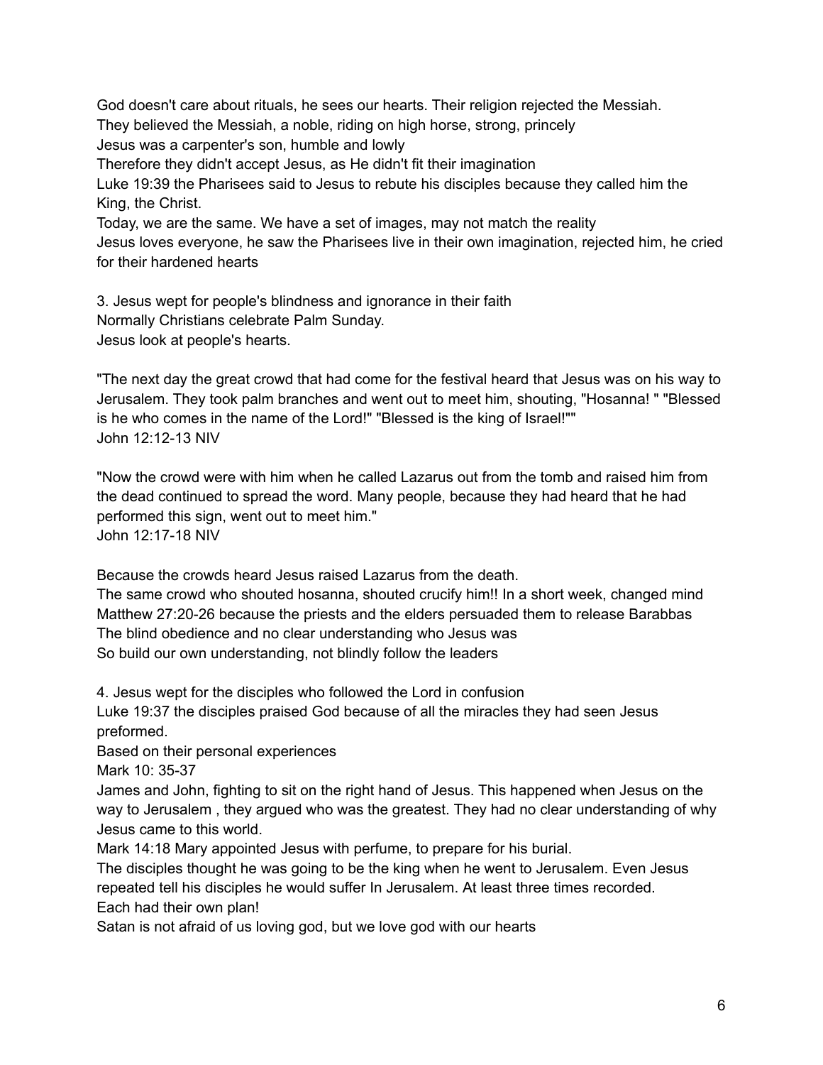God doesn't care about rituals, he sees our hearts. Their religion rejected the Messiah.
They believed the Messiah, a noble, riding on high horse, strong, princely
Jesus was a carpenter's son, humble and lowly
Therefore they didn't accept Jesus, as He didn't fit their imagination
Luke 19:39 the Pharisees said to Jesus to rebute his disciples because they called him the King, the Christ.
Today, we are the same. We have a set of images, may not match the reality
Jesus loves everyone, he saw the Pharisees live in their own imagination, rejected him, he cried for their hardened hearts

3. Jesus wept for people's blindness and ignorance in their faith
Normally Christians celebrate Palm Sunday.
Jesus look at people's hearts.

"The next day the great crowd that had come for the festival heard that Jesus was on his way to Jerusalem. They took palm branches and went out to meet him, shouting, "Hosanna! " "Blessed is he who comes in the name of the Lord!" "Blessed is the king of Israel!""
John 12:12-13 NIV

"Now the crowd were with him when he called Lazarus out from the tomb and raised him from the dead continued to spread the word. Many people, because they had heard that he had performed this sign, went out to meet him."
John 12:17-18 NIV

Because the crowds heard Jesus raised Lazarus from the death.
The same crowd who shouted hosanna, shouted crucify him!! In a short week, changed mind
Matthew 27:20-26 because the priests and the elders persuaded them to release Barabbas
The blind obedience and no clear understanding who Jesus was
So build our own understanding, not blindly follow the leaders

4. Jesus wept for the disciples who followed the Lord in confusion
Luke 19:37 the disciples praised God because of all the miracles they had seen Jesus preformed.
Based on their personal experiences
Mark 10: 35-37
James and John, fighting to sit on the right hand of Jesus. This happened when Jesus on the way to Jerusalem , they argued who was the greatest. They had no clear understanding of why Jesus came to this world.
Mark 14:18 Mary appointed Jesus with perfume, to prepare for his burial.
The disciples thought he was going to be the king when he went to Jerusalem. Even Jesus repeated tell his disciples he would suffer In Jerusalem. At least three times recorded.
Each had their own plan!
Satan is not afraid of us loving god, but we love god with our hearts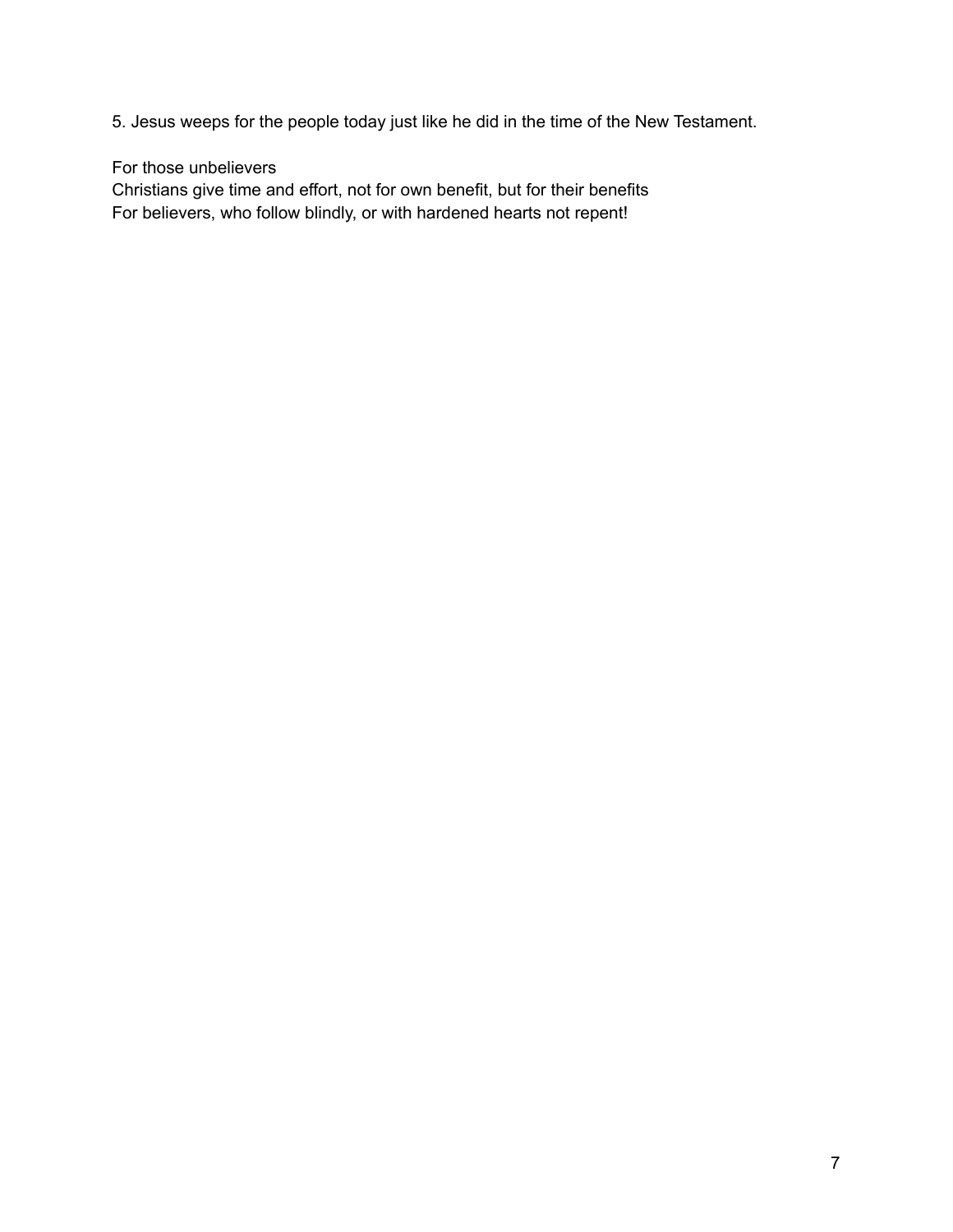5. Jesus weeps for the people today just like he did in the time of the New Testament.

For those unbelievers
Christians give time and effort, not for own benefit, but for their benefits
For believers, who follow blindly, or with hardened hearts not repent!